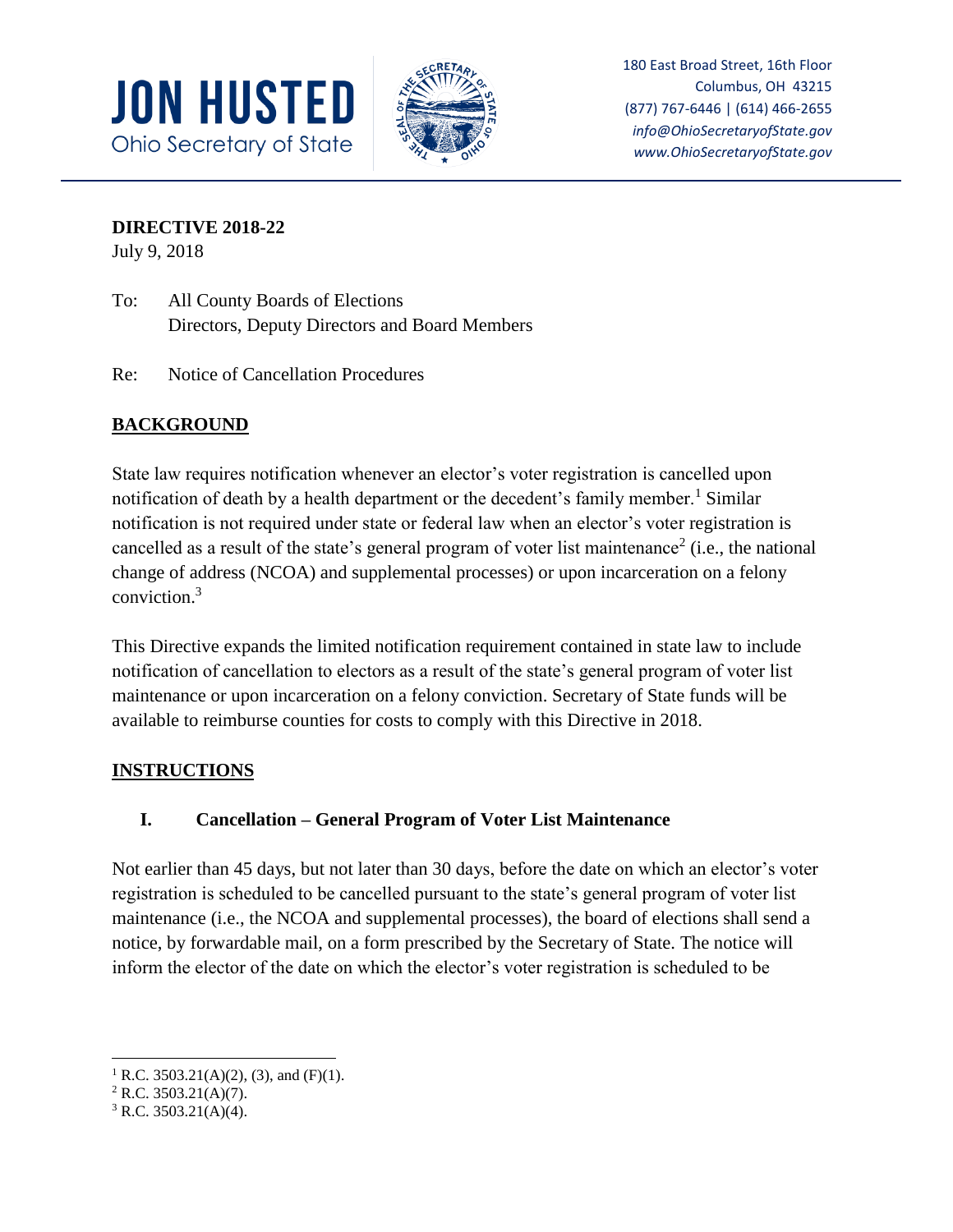# JON HUSTED
Ohio Secretary of State

180 East Broad Street, 16th Floor
Columbus, OH 43215
(877) 767-6446 | (614) 466-2655
*info@OhioSecretaryofState.gov*
*www.OhioSecretaryofState.gov*

**DIRECTIVE 2018-22**
July 9, 2018

To: All County Boards of Elections
Directors, Deputy Directors and Board Members

Re: Notice of Cancellation Procedures

## BACKGROUND

State law requires notification whenever an elector's voter registration is cancelled upon notification of death by a health department or the decedent's family member.[1] Similar notification is not required under state or federal law when an elector's voter registration is cancelled as a result of the state's general program of voter list maintenance[2] (i.e., the national change of address (NCOA) and supplemental processes) or upon incarceration on a felony conviction.[3]

This Directive expands the limited notification requirement contained in state law to include notification of cancellation to electors as a result of the state's general program of voter list maintenance or upon incarceration on a felony conviction. Secretary of State funds will be available to reimburse counties for costs to comply with this Directive in 2018.

## INSTRUCTIONS

### I. Cancellation – General Program of Voter List Maintenance

Not earlier than 45 days, but not later than 30 days, before the date on which an elector's voter registration is scheduled to be cancelled pursuant to the state's general program of voter list maintenance (i.e., the NCOA and supplemental processes), the board of elections shall send a notice, by forwardable mail, on a form prescribed by the Secretary of State. The notice will inform the elector of the date on which the elector's voter registration is scheduled to be

---

[1] R.C. 3503.21(A)(2), (3), and (F)(1).
[2] R.C. 3503.21(A)(7).
[3] R.C. 3503.21(A)(4).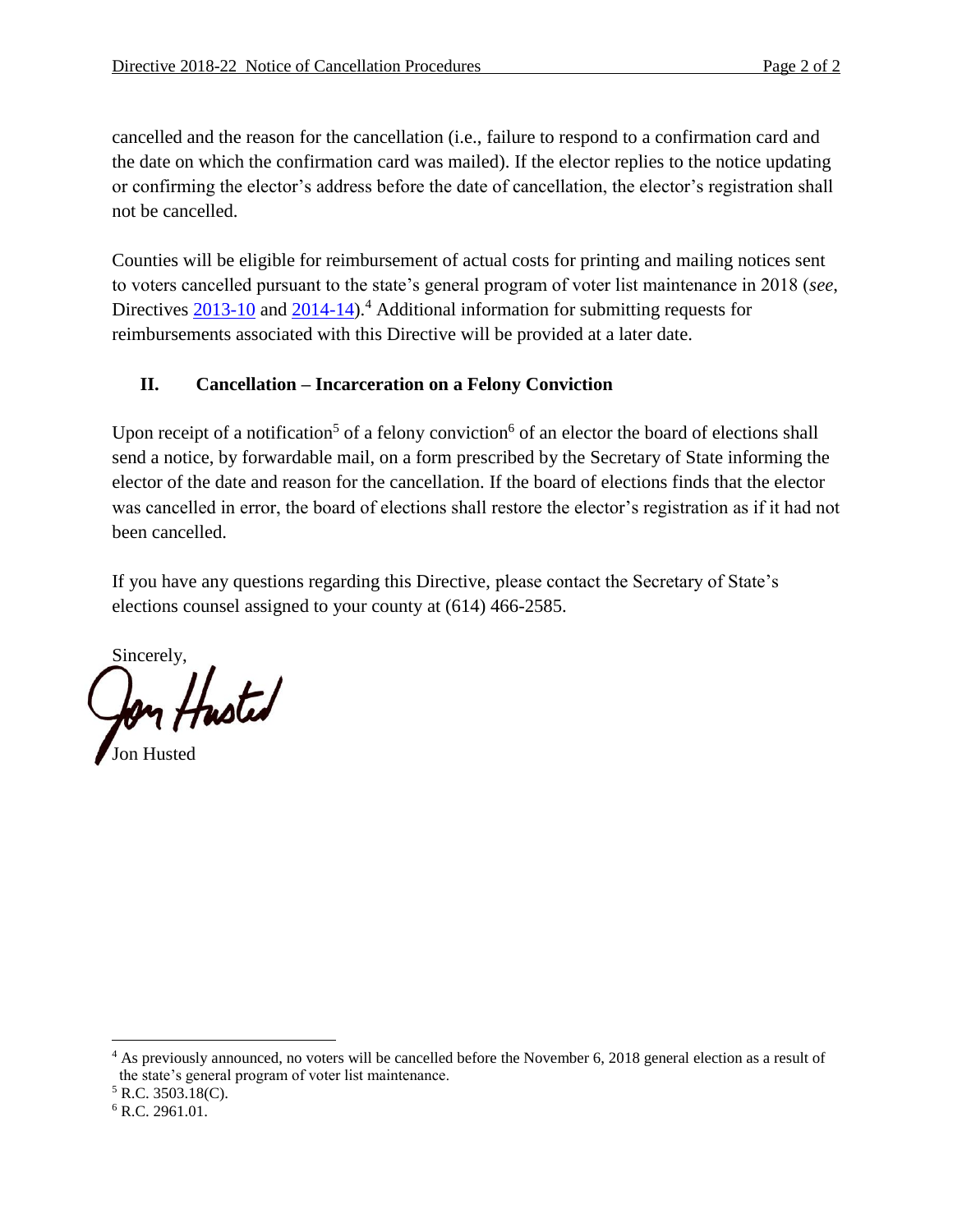cancelled and the reason for the cancellation (i.e., failure to respond to a confirmation card and the date on which the confirmation card was mailed). If the elector replies to the notice updating or confirming the elector's address before the date of cancellation, the elector's registration shall not be cancelled.

Counties will be eligible for reimbursement of actual costs for printing and mailing notices sent to voters cancelled pursuant to the state's general program of voter list maintenance in 2018 (*see*, Directives 2013-10 and 2014-14).[4] Additional information for submitting requests for reimbursements associated with this Directive will be provided at a later date.

## II. Cancellation – Incarceration on a Felony Conviction

Upon receipt of a notification[5] of a felony conviction[6] of an elector the board of elections shall send a notice, by forwardable mail, on a form prescribed by the Secretary of State informing the elector of the date and reason for the cancellation. If the board of elections finds that the elector was cancelled in error, the board of elections shall restore the elector's registration as if it had not been cancelled.

If you have any questions regarding this Directive, please contact the Secretary of State's elections counsel assigned to your county at (614) 466-2585.

Sincerely,

Jon Husted

---

[4] As previously announced, no voters will be cancelled before the November 6, 2018 general election as a result of the state's general program of voter list maintenance.

[5] R.C. 3503.18(C).

[6] R.C. 2961.01.